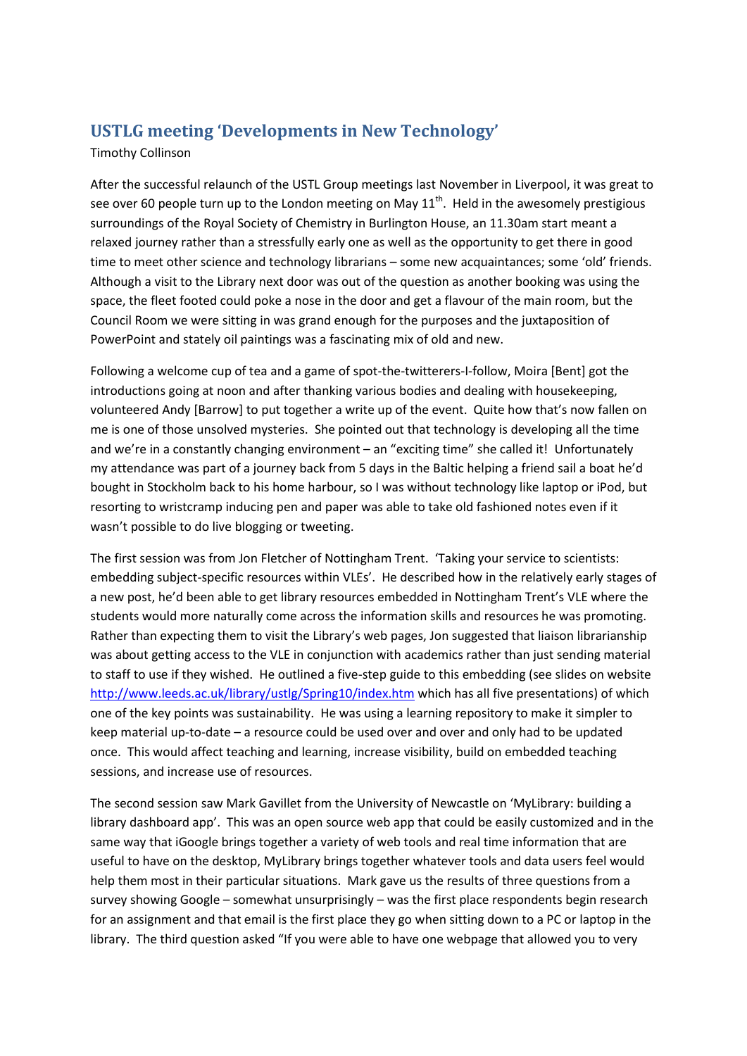# USTLG meeting 'Developments in New Technology'

Timothy Collinson

After the successful relaunch of the USTL Group meetings last November in Liverpool, it was great to see over 60 people turn up to the London meeting on May 11th. Held in the awesomely prestigious surroundings of the Royal Society of Chemistry in Burlington House, an 11.30am start meant a relaxed journey rather than a stressfully early one as well as the opportunity to get there in good time to meet other science and technology librarians – some new acquaintances; some 'old' friends. Although a visit to the Library next door was out of the question as another booking was using the space, the fleet footed could poke a nose in the door and get a flavour of the main room, but the Council Room we were sitting in was grand enough for the purposes and the juxtaposition of PowerPoint and stately oil paintings was a fascinating mix of old and new.

Following a welcome cup of tea and a game of spot-the-twitterers-I-follow, Moira [Bent] got the introductions going at noon and after thanking various bodies and dealing with housekeeping, volunteered Andy [Barrow] to put together a write up of the event. Quite how that's now fallen on me is one of those unsolved mysteries. She pointed out that technology is developing all the time and we're in a constantly changing environment – an "exciting time" she called it! Unfortunately my attendance was part of a journey back from 5 days in the Baltic helping a friend sail a boat he'd bought in Stockholm back to his home harbour, so I was without technology like laptop or iPod, but resorting to wristcramp inducing pen and paper was able to take old fashioned notes even if it wasn't possible to do live blogging or tweeting.

The first session was from Jon Fletcher of Nottingham Trent. 'Taking your service to scientists: embedding subject-specific resources within VLEs'. He described how in the relatively early stages of a new post, he'd been able to get library resources embedded in Nottingham Trent's VLE where the students would more naturally come across the information skills and resources he was promoting. Rather than expecting them to visit the Library's web pages, Jon suggested that liaison librarianship was about getting access to the VLE in conjunction with academics rather than just sending material to staff to use if they wished. He outlined a five-step guide to this embedding (see slides on website http://www.leeds.ac.uk/library/ustlg/Spring10/index.htm which has all five presentations) of which one of the key points was sustainability. He was using a learning repository to make it simpler to keep material up-to-date – a resource could be used over and over and only had to be updated once. This would affect teaching and learning, increase visibility, build on embedded teaching sessions, and increase use of resources.

The second session saw Mark Gavillet from the University of Newcastle on 'MyLibrary: building a library dashboard app'. This was an open source web app that could be easily customized and in the same way that iGoogle brings together a variety of web tools and real time information that are useful to have on the desktop, MyLibrary brings together whatever tools and data users feel would help them most in their particular situations. Mark gave us the results of three questions from a survey showing Google – somewhat unsurprisingly – was the first place respondents begin research for an assignment and that email is the first place they go when sitting down to a PC or laptop in the library. The third question asked "If you were able to have one webpage that allowed you to very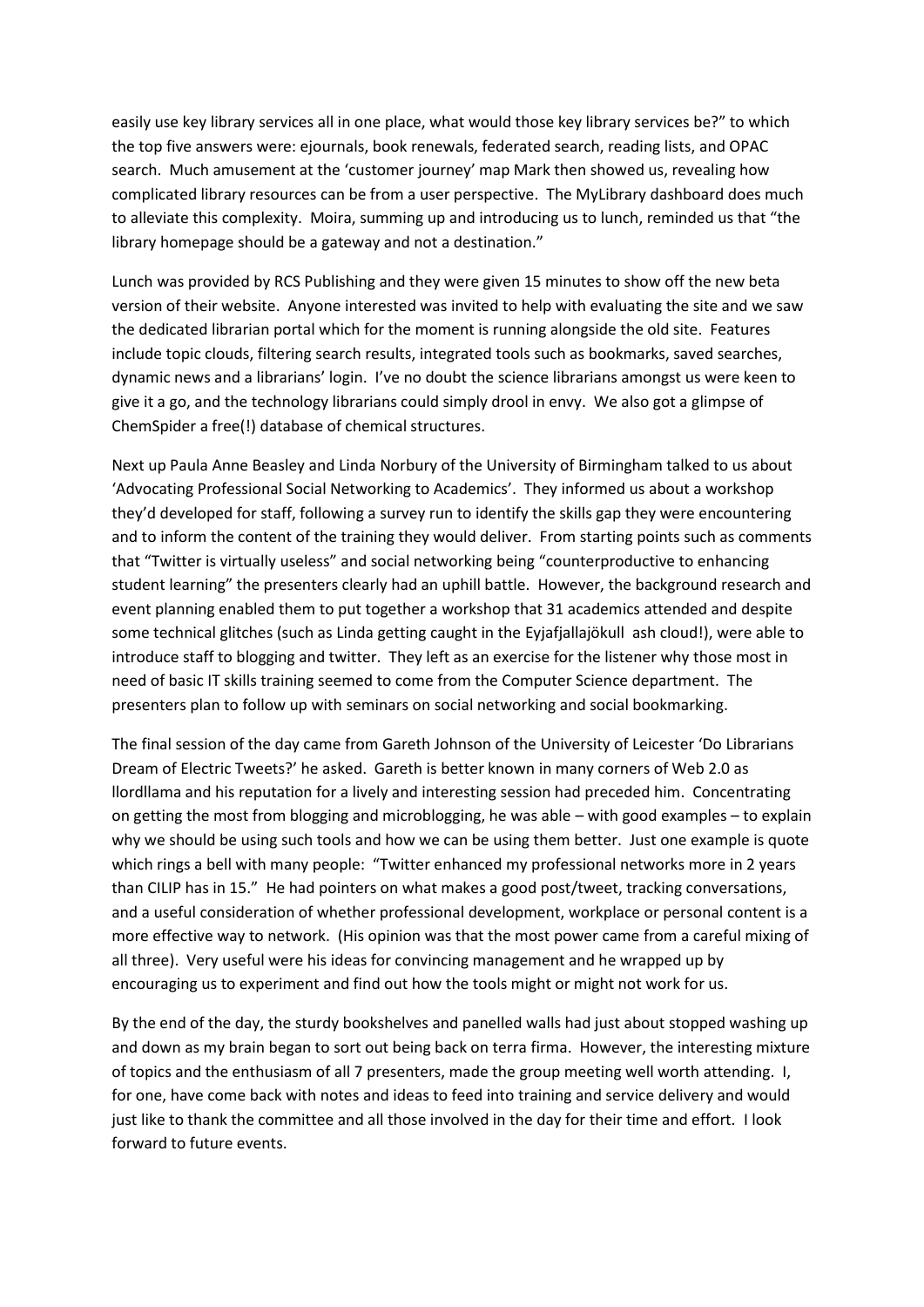easily use key library services all in one place, what would those key library services be?" to which the top five answers were: ejournals, book renewals, federated search, reading lists, and OPAC search. Much amusement at the 'customer journey' map Mark then showed us, revealing how complicated library resources can be from a user perspective. The MyLibrary dashboard does much to alleviate this complexity. Moira, summing up and introducing us to lunch, reminded us that "the library homepage should be a gateway and not a destination."

Lunch was provided by RCS Publishing and they were given 15 minutes to show off the new beta version of their website. Anyone interested was invited to help with evaluating the site and we saw the dedicated librarian portal which for the moment is running alongside the old site. Features include topic clouds, filtering search results, integrated tools such as bookmarks, saved searches, dynamic news and a librarians' login. I've no doubt the science librarians amongst us were keen to give it a go, and the technology librarians could simply drool in envy. We also got a glimpse of ChemSpider a free(!) database of chemical structures.

Next up Paula Anne Beasley and Linda Norbury of the University of Birmingham talked to us about 'Advocating Professional Social Networking to Academics'. They informed us about a workshop they'd developed for staff, following a survey run to identify the skills gap they were encountering and to inform the content of the training they would deliver. From starting points such as comments that "Twitter is virtually useless" and social networking being "counterproductive to enhancing student learning" the presenters clearly had an uphill battle. However, the background research and event planning enabled them to put together a workshop that 31 academics attended and despite some technical glitches (such as Linda getting caught in the Eyjafjallajökull ash cloud!), were able to introduce staff to blogging and twitter. They left as an exercise for the listener why those most in need of basic IT skills training seemed to come from the Computer Science department. The presenters plan to follow up with seminars on social networking and social bookmarking.

The final session of the day came from Gareth Johnson of the University of Leicester 'Do Librarians Dream of Electric Tweets?' he asked. Gareth is better known in many corners of Web 2.0 as llordllama and his reputation for a lively and interesting session had preceded him. Concentrating on getting the most from blogging and microblogging, he was able – with good examples – to explain why we should be using such tools and how we can be using them better. Just one example is quote which rings a bell with many people: "Twitter enhanced my professional networks more in 2 years than CILIP has in 15." He had pointers on what makes a good post/tweet, tracking conversations, and a useful consideration of whether professional development, workplace or personal content is a more effective way to network. (His opinion was that the most power came from a careful mixing of all three). Very useful were his ideas for convincing management and he wrapped up by encouraging us to experiment and find out how the tools might or might not work for us.

By the end of the day, the sturdy bookshelves and panelled walls had just about stopped washing up and down as my brain began to sort out being back on terra firma. However, the interesting mixture of topics and the enthusiasm of all 7 presenters, made the group meeting well worth attending. I, for one, have come back with notes and ideas to feed into training and service delivery and would just like to thank the committee and all those involved in the day for their time and effort. I look forward to future events.